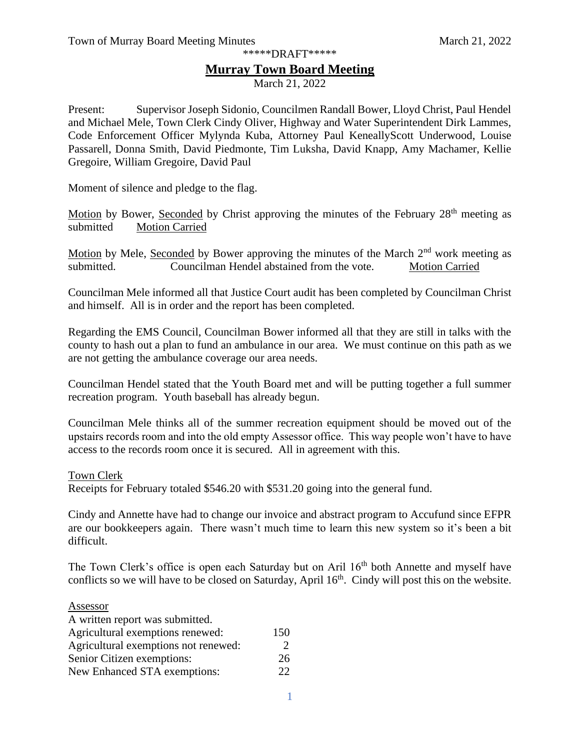\*\*\*\*\*DRAFT\*\*\*\*\*

# Murray Town Board Meeting

March 21, 2022

Present: Supervisor Joseph Sidonio, Councilmen Randall Bower, Lloyd Christ, Paul Hendel and Michael Mele, Town Clerk Cindy Oliver, Highway and Water Superintendent Dirk Lammes, Code Enforcement Officer Mylynda Kuba, Attorney Paul KeneallyScott Underwood, Louise Passarell, Donna Smith, David Piedmonte, Tim Luksha, David Knapp, Amy Machamer, Kellie Gregoire, William Gregoire, David Paul

Moment of silence and pledge to the flag.

Motion by Bower, Seconded by Christ approving the minutes of the February 28th meeting as submitted Motion Carried

Motion by Mele, Seconded by Bower approving the minutes of the March 2nd work meeting as submitted. Councilman Hendel abstained from the vote. Motion Carried

Councilman Mele informed all that Justice Court audit has been completed by Councilman Christ and himself. All is in order and the report has been completed.

Regarding the EMS Council, Councilman Bower informed all that they are still in talks with the county to hash out a plan to fund an ambulance in our area. We must continue on this path as we are not getting the ambulance coverage our area needs.

Councilman Hendel stated that the Youth Board met and will be putting together a full summer recreation program. Youth baseball has already begun.

Councilman Mele thinks all of the summer recreation equipment should be moved out of the upstairs records room and into the old empty Assessor office. This way people won't have to have access to the records room once it is secured. All in agreement with this.

Town Clerk

Receipts for February totaled $546.20 with $531.20 going into the general fund.

Cindy and Annette have had to change our invoice and abstract program to Accufund since EFPR are our bookkeepers again. There wasn't much time to learn this new system so it's been a bit difficult.

The Town Clerk's office is open each Saturday but on Aril 16th both Annette and myself have conflicts so we will have to be closed on Saturday, April 16th. Cindy will post this on the website.

Assessor

A written report was submitted.

| | |
|---|---|
| Agricultural exemptions renewed: | 150 |
| Agricultural exemptions not renewed: | 2 |
| Senior Citizen exemptions: | 26 |
| New Enhanced STA exemptions: | 22 |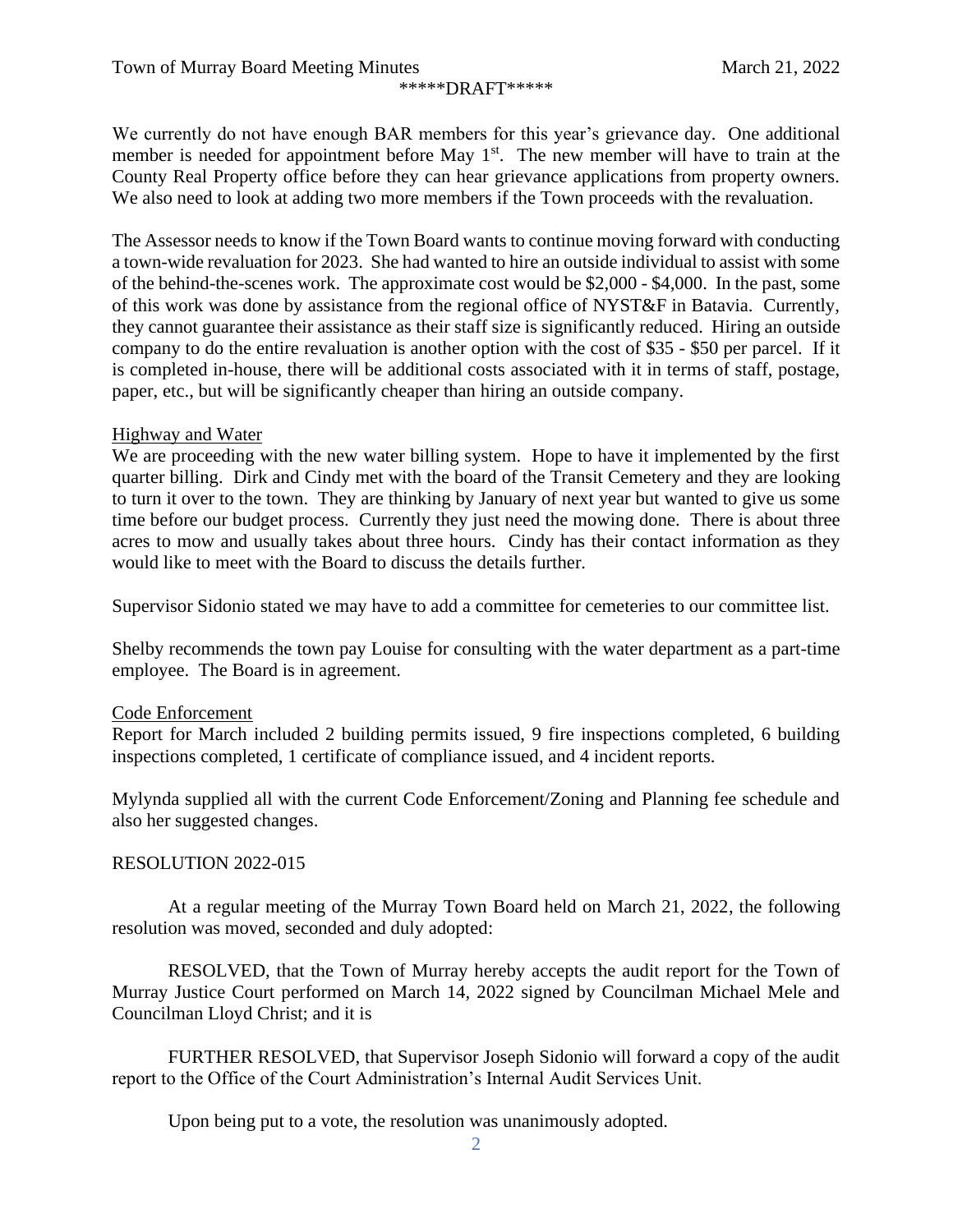We currently do not have enough BAR members for this year's grievance day. One additional member is needed for appointment before May 1st. The new member will have to train at the County Real Property office before they can hear grievance applications from property owners. We also need to look at adding two more members if the Town proceeds with the revaluation.

The Assessor needs to know if the Town Board wants to continue moving forward with conducting a town-wide revaluation for 2023. She had wanted to hire an outside individual to assist with some of the behind-the-scenes work. The approximate cost would be $2,000 - $4,000. In the past, some of this work was done by assistance from the regional office of NYST&F in Batavia. Currently, they cannot guarantee their assistance as their staff size is significantly reduced. Hiring an outside company to do the entire revaluation is another option with the cost of $35 - $50 per parcel. If it is completed in-house, there will be additional costs associated with it in terms of staff, postage, paper, etc., but will be significantly cheaper than hiring an outside company.

Highway and Water

We are proceeding with the new water billing system. Hope to have it implemented by the first quarter billing. Dirk and Cindy met with the board of the Transit Cemetery and they are looking to turn it over to the town. They are thinking by January of next year but wanted to give us some time before our budget process. Currently they just need the mowing done. There is about three acres to mow and usually takes about three hours. Cindy has their contact information as they would like to meet with the Board to discuss the details further.

Supervisor Sidonio stated we may have to add a committee for cemeteries to our committee list.

Shelby recommends the town pay Louise for consulting with the water department as a part-time employee. The Board is in agreement.

Code Enforcement

Report for March included 2 building permits issued, 9 fire inspections completed, 6 building inspections completed, 1 certificate of compliance issued, and 4 incident reports.

Mylynda supplied all with the current Code Enforcement/Zoning and Planning fee schedule and also her suggested changes.

RESOLUTION 2022-015

At a regular meeting of the Murray Town Board held on March 21, 2022, the following resolution was moved, seconded and duly adopted:

RESOLVED, that the Town of Murray hereby accepts the audit report for the Town of Murray Justice Court performed on March 14, 2022 signed by Councilman Michael Mele and Councilman Lloyd Christ; and it is

FURTHER RESOLVED, that Supervisor Joseph Sidonio will forward a copy of the audit report to the Office of the Court Administration's Internal Audit Services Unit.

Upon being put to a vote, the resolution was unanimously adopted.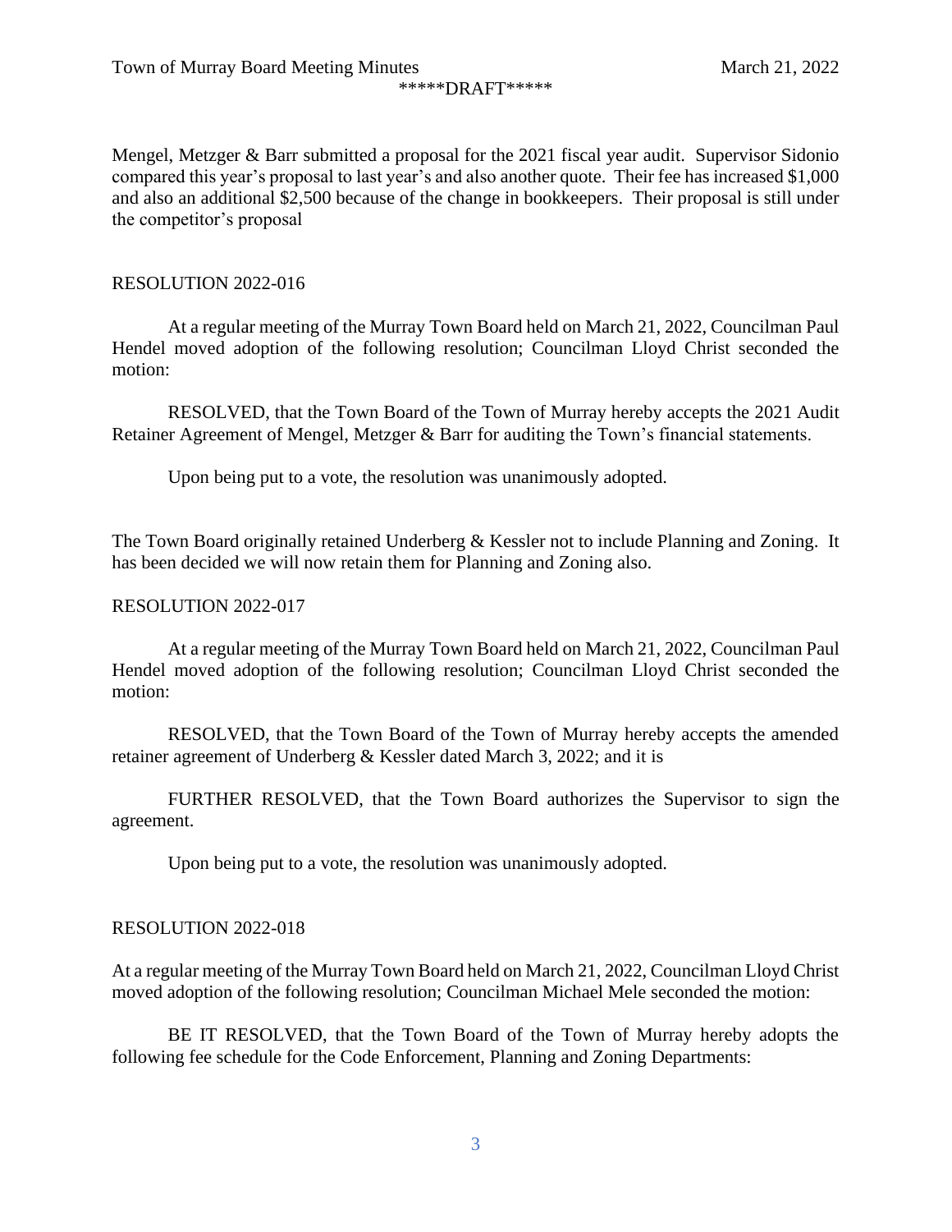Mengel, Metzger & Barr submitted a proposal for the 2021 fiscal year audit. Supervisor Sidonio compared this year's proposal to last year's and also another quote. Their fee has increased $1,000 and also an additional $2,500 because of the change in bookkeepers. Their proposal is still under the competitor's proposal

RESOLUTION 2022-016

At a regular meeting of the Murray Town Board held on March 21, 2022, Councilman Paul Hendel moved adoption of the following resolution; Councilman Lloyd Christ seconded the motion:

RESOLVED, that the Town Board of the Town of Murray hereby accepts the 2021 Audit Retainer Agreement of Mengel, Metzger & Barr for auditing the Town's financial statements.

Upon being put to a vote, the resolution was unanimously adopted.

The Town Board originally retained Underberg & Kessler not to include Planning and Zoning. It has been decided we will now retain them for Planning and Zoning also.

RESOLUTION 2022-017

At a regular meeting of the Murray Town Board held on March 21, 2022, Councilman Paul Hendel moved adoption of the following resolution; Councilman Lloyd Christ seconded the motion:

RESOLVED, that the Town Board of the Town of Murray hereby accepts the amended retainer agreement of Underberg & Kessler dated March 3, 2022; and it is

FURTHER RESOLVED, that the Town Board authorizes the Supervisor to sign the agreement.

Upon being put to a vote, the resolution was unanimously adopted.

RESOLUTION 2022-018

At a regular meeting of the Murray Town Board held on March 21, 2022, Councilman Lloyd Christ moved adoption of the following resolution; Councilman Michael Mele seconded the motion:

BE IT RESOLVED, that the Town Board of the Town of Murray hereby adopts the following fee schedule for the Code Enforcement, Planning and Zoning Departments: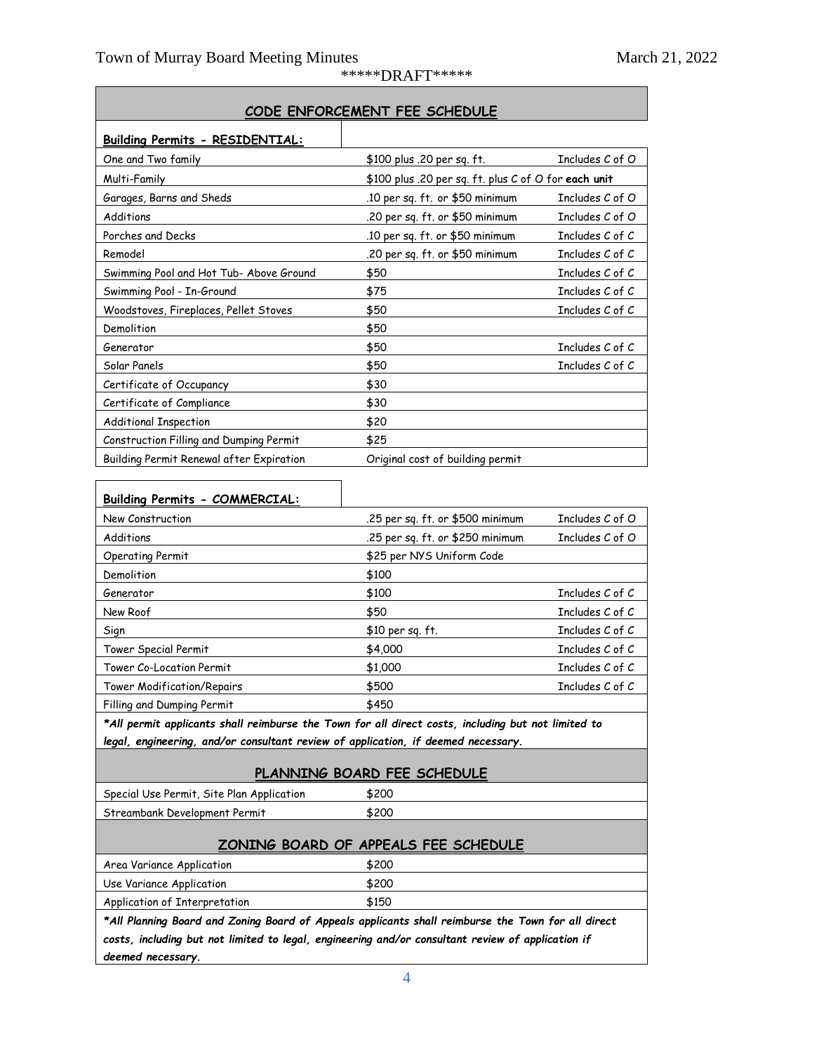*****DRAFT*****

## CODE ENFORCEMENT FEE SCHEDULE

| **Building Permits - RESIDENTIAL:** | | |
|---|---|---|
| One and Two family | $100 plus .20 per sq. ft. | Includes C of O |
| Multi-Family | $100 plus .20 per sq. ft. plus C of O for **each unit** | |
| Garages, Barns and Sheds | .10 per sq. ft. or $50 minimum | Includes C of O |
| Additions | .20 per sq. ft. or $50 minimum | Includes C of O |
| Porches and Decks | .10 per sq. ft. or $50 minimum | Includes C of C |
| Remodel | .20 per sq. ft. or $50 minimum | Includes C of C |
| Swimming Pool and Hot Tub- Above Ground | $50 | Includes C of C |
| Swimming Pool - In-Ground | $75 | Includes C of C |
| Woodstoves, Fireplaces, Pellet Stoves | $50 | Includes C of C |
| Demolition | $50 | |
| Generator | $50 | Includes C of C |
| Solar Panels | $50 | Includes C of C |
| Certificate of Occupancy | $30 | |
| Certificate of Compliance | $30 | |
| Additional Inspection | $20 | |
| Construction Filling and Dumping Permit | $25 | |
| Building Permit Renewal after Expiration | Original cost of building permit | |

| **Building Permits - COMMERCIAL:** | | |
|---|---|---|
| New Construction | .25 per sq. ft. or $500 minimum | Includes C of O |
| Additions | .25 per sq. ft. or $250 minimum | Includes C of O |
| Operating Permit | $25 per NYS Uniform Code | |
| Demolition | $100 | |
| Generator | $100 | Includes C of C |
| New Roof | $50 | Includes C of C |
| Sign | $10 per sq. ft. | Includes C of C |
| Tower Special Permit | $4,000 | Includes C of C |
| Tower Co-Location Permit | $1,000 | Includes C of C |
| Tower Modification/Repairs | $500 | Includes C of C |
| Filling and Dumping Permit | $450 | |

***All permit applicants shall reimburse the Town for all direct costs, including but not limited to legal, engineering, and/or consultant review of application, if deemed necessary.***

## PLANNING BOARD FEE SCHEDULE

| | |
|---|---|
| Special Use Permit, Site Plan Application | $200 |
| Streambank Development Permit | $200 |

## ZONING BOARD OF APPEALS FEE SCHEDULE

| | |
|---|---|
| Area Variance Application | $200 |
| Use Variance Application | $200 |
| Application of Interpretation | $150 |

***All Planning Board and Zoning Board of Appeals applicants shall reimburse the Town for all direct costs, including but not limited to legal, engineering and/or consultant review of application if deemed necessary.***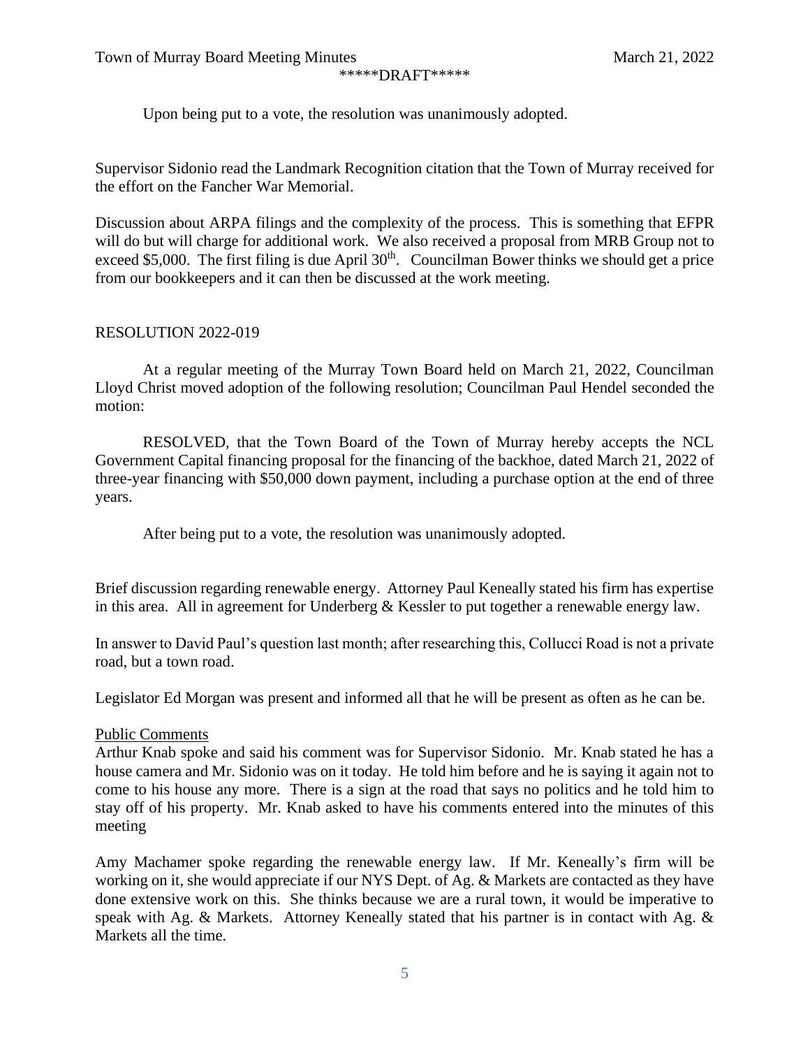Upon being put to a vote, the resolution was unanimously adopted.

Supervisor Sidonio read the Landmark Recognition citation that the Town of Murray received for the effort on the Fancher War Memorial.

Discussion about ARPA filings and the complexity of the process. This is something that EFPR will do but will charge for additional work. We also received a proposal from MRB Group not to exceed $5,000. The first filing is due April 30th. Councilman Bower thinks we should get a price from our bookkeepers and it can then be discussed at the work meeting.

RESOLUTION 2022-019

At a regular meeting of the Murray Town Board held on March 21, 2022, Councilman Lloyd Christ moved adoption of the following resolution; Councilman Paul Hendel seconded the motion:

RESOLVED, that the Town Board of the Town of Murray hereby accepts the NCL Government Capital financing proposal for the financing of the backhoe, dated March 21, 2022 of three-year financing with $50,000 down payment, including a purchase option at the end of three years.

After being put to a vote, the resolution was unanimously adopted.

Brief discussion regarding renewable energy. Attorney Paul Keneally stated his firm has expertise in this area. All in agreement for Underberg & Kessler to put together a renewable energy law.

In answer to David Paul's question last month; after researching this, Collucci Road is not a private road, but a town road.

Legislator Ed Morgan was present and informed all that he will be present as often as he can be.

Public Comments

Arthur Knab spoke and said his comment was for Supervisor Sidonio. Mr. Knab stated he has a house camera and Mr. Sidonio was on it today. He told him before and he is saying it again not to come to his house any more. There is a sign at the road that says no politics and he told him to stay off of his property. Mr. Knab asked to have his comments entered into the minutes of this meeting

Amy Machamer spoke regarding the renewable energy law. If Mr. Keneally's firm will be working on it, she would appreciate if our NYS Dept. of Ag. & Markets are contacted as they have done extensive work on this. She thinks because we are a rural town, it would be imperative to speak with Ag. & Markets. Attorney Keneally stated that his partner is in contact with Ag. & Markets all the time.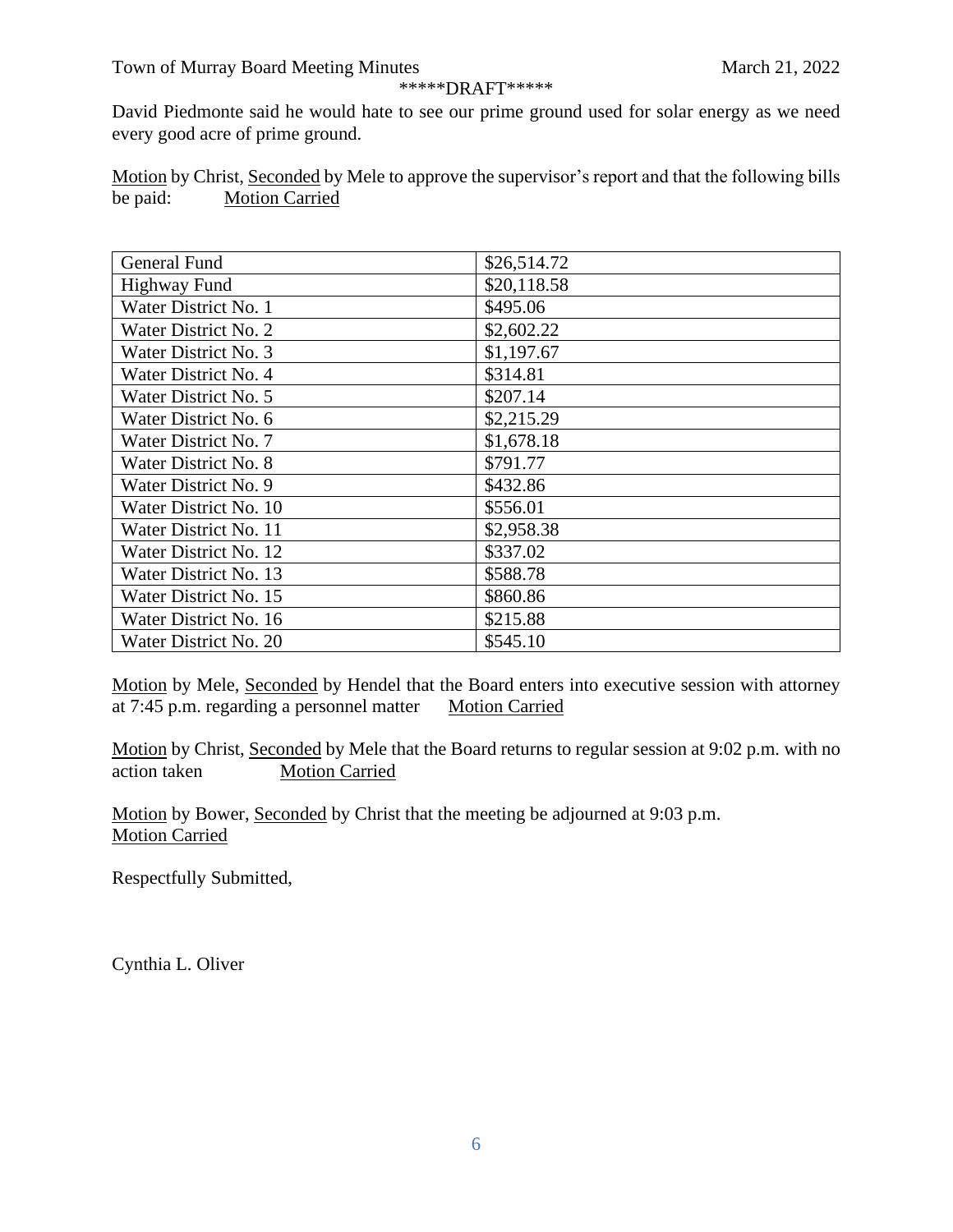*****DRAFT*****

David Piedmonte said he would hate to see our prime ground used for solar energy as we need every good acre of prime ground.

Motion by Christ, Seconded by Mele to approve the supervisor's report and that the following bills be paid: Motion Carried

| | |
|---|---|
| General Fund | $26,514.72 |
| Highway Fund | $20,118.58 |
| Water District No. 1 | $495.06 |
| Water District No. 2 | $2,602.22 |
| Water District No. 3 | $1,197.67 |
| Water District No. 4 | $314.81 |
| Water District No. 5 | $207.14 |
| Water District No. 6 | $2,215.29 |
| Water District No. 7 | $1,678.18 |
| Water District No. 8 | $791.77 |
| Water District No. 9 | $432.86 |
| Water District No. 10 | $556.01 |
| Water District No. 11 | $2,958.38 |
| Water District No. 12 | $337.02 |
| Water District No. 13 | $588.78 |
| Water District No. 15 | $860.86 |
| Water District No. 16 | $215.88 |
| Water District No. 20 | $545.10 |

Motion by Mele, Seconded by Hendel that the Board enters into executive session with attorney at 7:45 p.m. regarding a personnel matter Motion Carried

Motion by Christ, Seconded by Mele that the Board returns to regular session at 9:02 p.m. with no action taken Motion Carried

Motion by Bower, Seconded by Christ that the meeting be adjourned at 9:03 p.m.
Motion Carried

Respectfully Submitted,

Cynthia L. Oliver